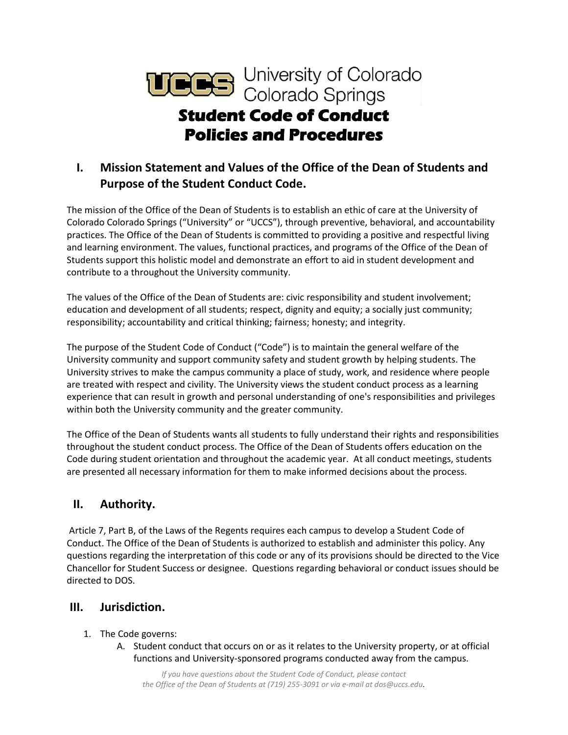University of Colorado Colorado Springs

# Student Code of Conduct Policies and Procedures

## I. Mission Statement and Values of the Office of the Dean of Students and Purpose of the Student Conduct Code.

The mission of the Office of the Dean of Students is to establish an ethic of care at the University of Colorado Colorado Springs ("University" or "UCCS"), through preventive, behavioral, and accountability practices. The Office of the Dean of Students is committed to providing a positive and respectful living and learning environment. The values, functional practices, and programs of the Office of the Dean of Students support this holistic model and demonstrate an effort to aid in student development and contribute to a throughout the University community.

The values of the Office of the Dean of Students are: civic responsibility and student involvement; education and development of all students; respect, dignity and equity; a socially just community; responsibility; accountability and critical thinking; fairness; honesty; and integrity.

The purpose of the Student Code of Conduct ("Code") is to maintain the general welfare of the University community and support community safety and student growth by helping students. The University strives to make the campus community a place of study, work, and residence where people are treated with respect and civility. The University views the student conduct process as a learning experience that can result in growth and personal understanding of one's responsibilities and privileges within both the University community and the greater community.

The Office of the Dean of Students wants all students to fully understand their rights and responsibilities throughout the student conduct process. The Office of the Dean of Students offers education on the Code during student orientation and throughout the academic year. At all conduct meetings, students are presented all necessary information for them to make informed decisions about the process.

## II. Authority.

Article 7, Part B, of the Laws of the Regents requires each campus to develop a Student Code of Conduct. The Office of the Dean of Students is authorized to establish and administer this policy. Any questions regarding the interpretation of this code or any of its provisions should be directed to the Vice Chancellor for Student Success or designee. Questions regarding behavioral or conduct issues should be directed to DOS.

## III. Jurisdiction.

1. The Code governs:
   A. Student conduct that occurs on or as it relates to the University property, or at official functions and University-sponsored programs conducted away from the campus.

*If you have questions about the Student Code of Conduct, please contact the Office of the Dean of Students at (719) 255-3091 or via e-mail at dos@uccs.edu.*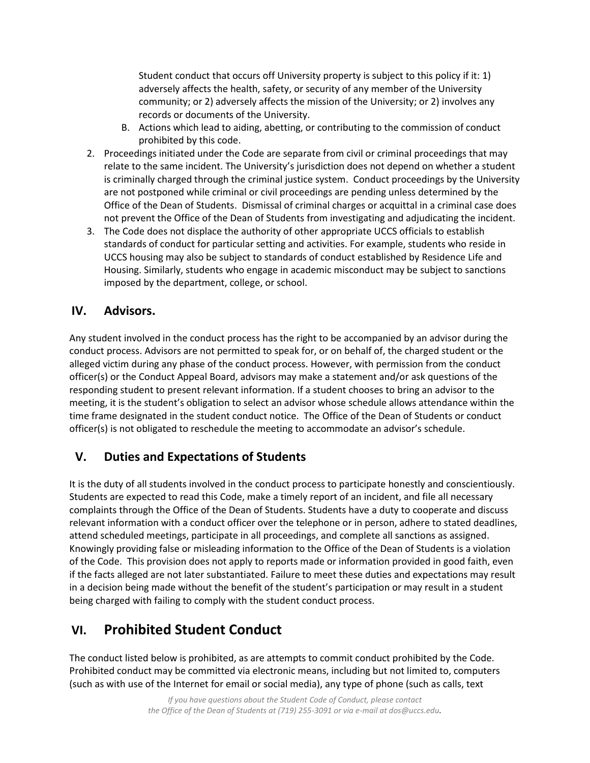Student conduct that occurs off University property is subject to this policy if it: 1) adversely affects the health, safety, or security of any member of the University community; or 2) adversely affects the mission of the University; or 2) involves any records or documents of the University.

B. Actions which lead to aiding, abetting, or contributing to the commission of conduct prohibited by this code.

2. Proceedings initiated under the Code are separate from civil or criminal proceedings that may relate to the same incident. The University's jurisdiction does not depend on whether a student is criminally charged through the criminal justice system. Conduct proceedings by the University are not postponed while criminal or civil proceedings are pending unless determined by the Office of the Dean of Students. Dismissal of criminal charges or acquittal in a criminal case does not prevent the Office of the Dean of Students from investigating and adjudicating the incident.
3. The Code does not displace the authority of other appropriate UCCS officials to establish standards of conduct for particular setting and activities. For example, students who reside in UCCS housing may also be subject to standards of conduct established by Residence Life and Housing. Similarly, students who engage in academic misconduct may be subject to sanctions imposed by the department, college, or school.

## IV. Advisors.

Any student involved in the conduct process has the right to be accompanied by an advisor during the conduct process. Advisors are not permitted to speak for, or on behalf of, the charged student or the alleged victim during any phase of the conduct process. However, with permission from the conduct officer(s) or the Conduct Appeal Board, advisors may make a statement and/or ask questions of the responding student to present relevant information. If a student chooses to bring an advisor to the meeting, it is the student's obligation to select an advisor whose schedule allows attendance within the time frame designated in the student conduct notice. The Office of the Dean of Students or conduct officer(s) is not obligated to reschedule the meeting to accommodate an advisor's schedule.

## V. Duties and Expectations of Students

It is the duty of all students involved in the conduct process to participate honestly and conscientiously. Students are expected to read this Code, make a timely report of an incident, and file all necessary complaints through the Office of the Dean of Students. Students have a duty to cooperate and discuss relevant information with a conduct officer over the telephone or in person, adhere to stated deadlines, attend scheduled meetings, participate in all proceedings, and complete all sanctions as assigned. Knowingly providing false or misleading information to the Office of the Dean of Students is a violation of the Code. This provision does not apply to reports made or information provided in good faith, even if the facts alleged are not later substantiated. Failure to meet these duties and expectations may result in a decision being made without the benefit of the student's participation or may result in a student being charged with failing to comply with the student conduct process.

## VI. Prohibited Student Conduct

The conduct listed below is prohibited, as are attempts to commit conduct prohibited by the Code. Prohibited conduct may be committed via electronic means, including but not limited to, computers (such as with use of the Internet for email or social media), any type of phone (such as calls, text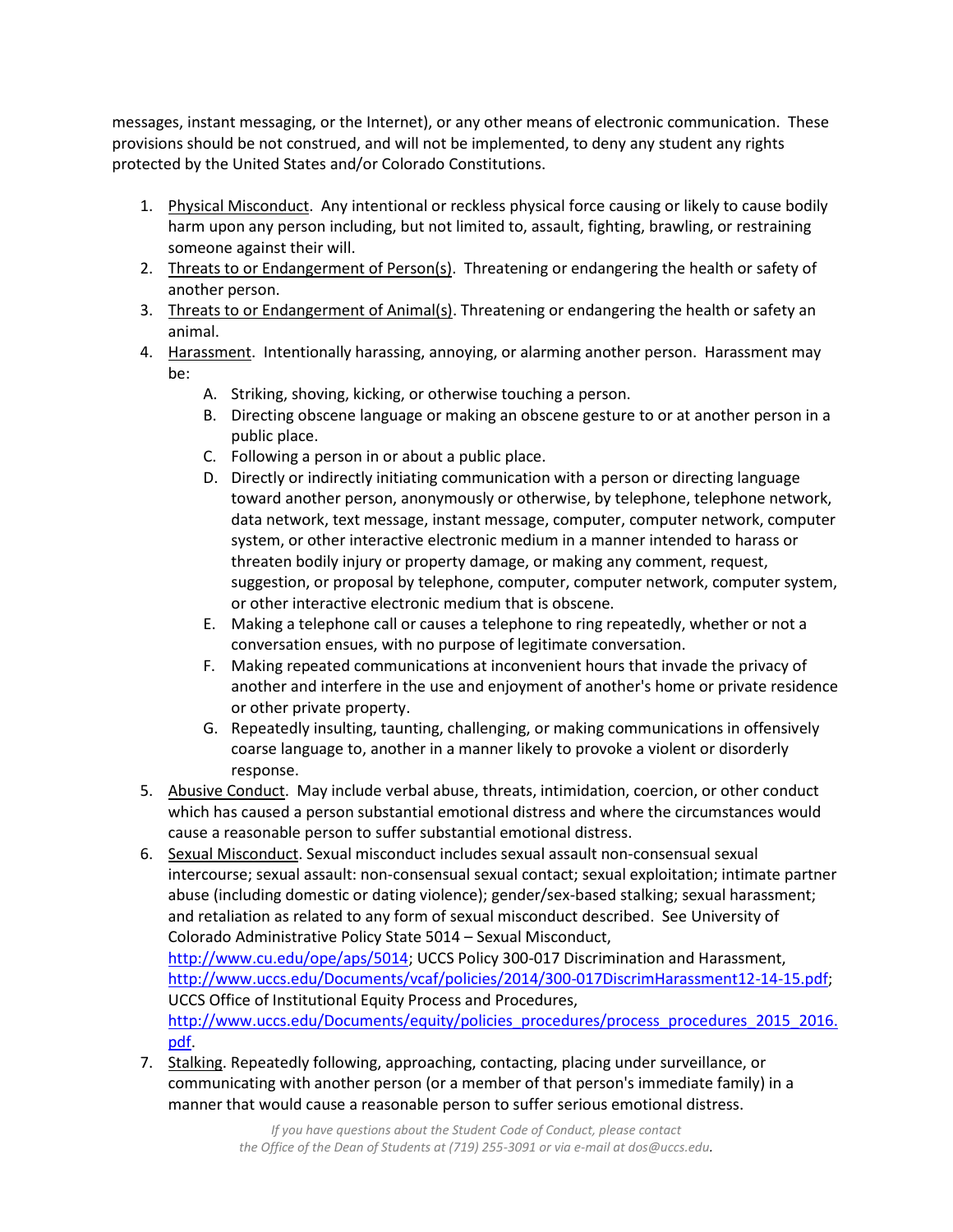messages, instant messaging, or the Internet), or any other means of electronic communication. These provisions should be not construed, and will not be implemented, to deny any student any rights protected by the United States and/or Colorado Constitutions.

1. Physical Misconduct. Any intentional or reckless physical force causing or likely to cause bodily harm upon any person including, but not limited to, assault, fighting, brawling, or restraining someone against their will.
2. Threats to or Endangerment of Person(s). Threatening or endangering the health or safety of another person.
3. Threats to or Endangerment of Animal(s). Threatening or endangering the health or safety an animal.
4. Harassment. Intentionally harassing, annoying, or alarming another person. Harassment may be:
    A. Striking, shoving, kicking, or otherwise touching a person.
    B. Directing obscene language or making an obscene gesture to or at another person in a public place.
    C. Following a person in or about a public place.
    D. Directly or indirectly initiating communication with a person or directing language toward another person, anonymously or otherwise, by telephone, telephone network, data network, text message, instant message, computer, computer network, computer system, or other interactive electronic medium in a manner intended to harass or threaten bodily injury or property damage, or making any comment, request, suggestion, or proposal by telephone, computer, computer network, computer system, or other interactive electronic medium that is obscene.
    E. Making a telephone call or causes a telephone to ring repeatedly, whether or not a conversation ensues, with no purpose of legitimate conversation.
    F. Making repeated communications at inconvenient hours that invade the privacy of another and interfere in the use and enjoyment of another's home or private residence or other private property.
    G. Repeatedly insulting, taunting, challenging, or making communications in offensively coarse language to, another in a manner likely to provoke a violent or disorderly response.
5. Abusive Conduct. May include verbal abuse, threats, intimidation, coercion, or other conduct which has caused a person substantial emotional distress and where the circumstances would cause a reasonable person to suffer substantial emotional distress.
6. Sexual Misconduct. Sexual misconduct includes sexual assault non-consensual sexual intercourse; sexual assault: non-consensual sexual contact; sexual exploitation; intimate partner abuse (including domestic or dating violence); gender/sex-based stalking; sexual harassment; and retaliation as related to any form of sexual misconduct described. See University of Colorado Administrative Policy State 5014 – Sexual Misconduct, http://www.cu.edu/ope/aps/5014; UCCS Policy 300-017 Discrimination and Harassment, http://www.uccs.edu/Documents/vcaf/policies/2014/300-017DiscrimHarassment12-14-15.pdf; UCCS Office of Institutional Equity Process and Procedures, http://www.uccs.edu/Documents/equity/policies_procedures/process_procedures_2015_2016.pdf.
7. Stalking. Repeatedly following, approaching, contacting, placing under surveillance, or communicating with another person (or a member of that person's immediate family) in a manner that would cause a reasonable person to suffer serious emotional distress.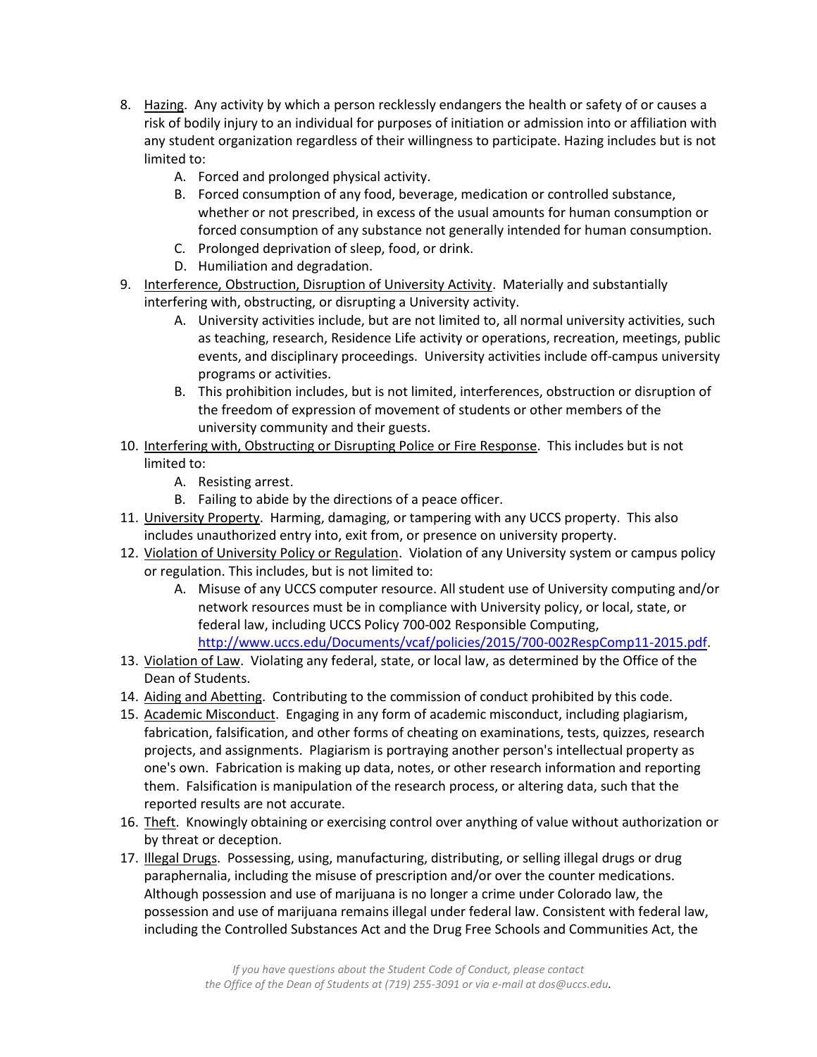8. Hazing. Any activity by which a person recklessly endangers the health or safety of or causes a risk of bodily injury to an individual for purposes of initiation or admission into or affiliation with any student organization regardless of their willingness to participate. Hazing includes but is not limited to:
   A. Forced and prolonged physical activity.
   B. Forced consumption of any food, beverage, medication or controlled substance, whether or not prescribed, in excess of the usual amounts for human consumption or forced consumption of any substance not generally intended for human consumption.
   C. Prolonged deprivation of sleep, food, or drink.
   D. Humiliation and degradation.
9. Interference, Obstruction, Disruption of University Activity. Materially and substantially interfering with, obstructing, or disrupting a University activity.
   A. University activities include, but are not limited to, all normal university activities, such as teaching, research, Residence Life activity or operations, recreation, meetings, public events, and disciplinary proceedings. University activities include off-campus university programs or activities.
   B. This prohibition includes, but is not limited, interferences, obstruction or disruption of the freedom of expression of movement of students or other members of the university community and their guests.
10. Interfering with, Obstructing or Disrupting Police or Fire Response. This includes but is not limited to:
    A. Resisting arrest.
    B. Failing to abide by the directions of a peace officer.
11. University Property. Harming, damaging, or tampering with any UCCS property. This also includes unauthorized entry into, exit from, or presence on university property.
12. Violation of University Policy or Regulation. Violation of any University system or campus policy or regulation. This includes, but is not limited to:
    A. Misuse of any UCCS computer resource. All student use of University computing and/or network resources must be in compliance with University policy, or local, state, or federal law, including UCCS Policy 700-002 Responsible Computing, http://www.uccs.edu/Documents/vcaf/policies/2015/700-002RespComp11-2015.pdf.
13. Violation of Law. Violating any federal, state, or local law, as determined by the Office of the Dean of Students.
14. Aiding and Abetting. Contributing to the commission of conduct prohibited by this code.
15. Academic Misconduct. Engaging in any form of academic misconduct, including plagiarism, fabrication, falsification, and other forms of cheating on examinations, tests, quizzes, research projects, and assignments. Plagiarism is portraying another person's intellectual property as one's own. Fabrication is making up data, notes, or other research information and reporting them. Falsification is manipulation of the research process, or altering data, such that the reported results are not accurate.
16. Theft. Knowingly obtaining or exercising control over anything of value without authorization or by threat or deception.
17. Illegal Drugs. Possessing, using, manufacturing, distributing, or selling illegal drugs or drug paraphernalia, including the misuse of prescription and/or over the counter medications. Although possession and use of marijuana is no longer a crime under Colorado law, the possession and use of marijuana remains illegal under federal law. Consistent with federal law, including the Controlled Substances Act and the Drug Free Schools and Communities Act, the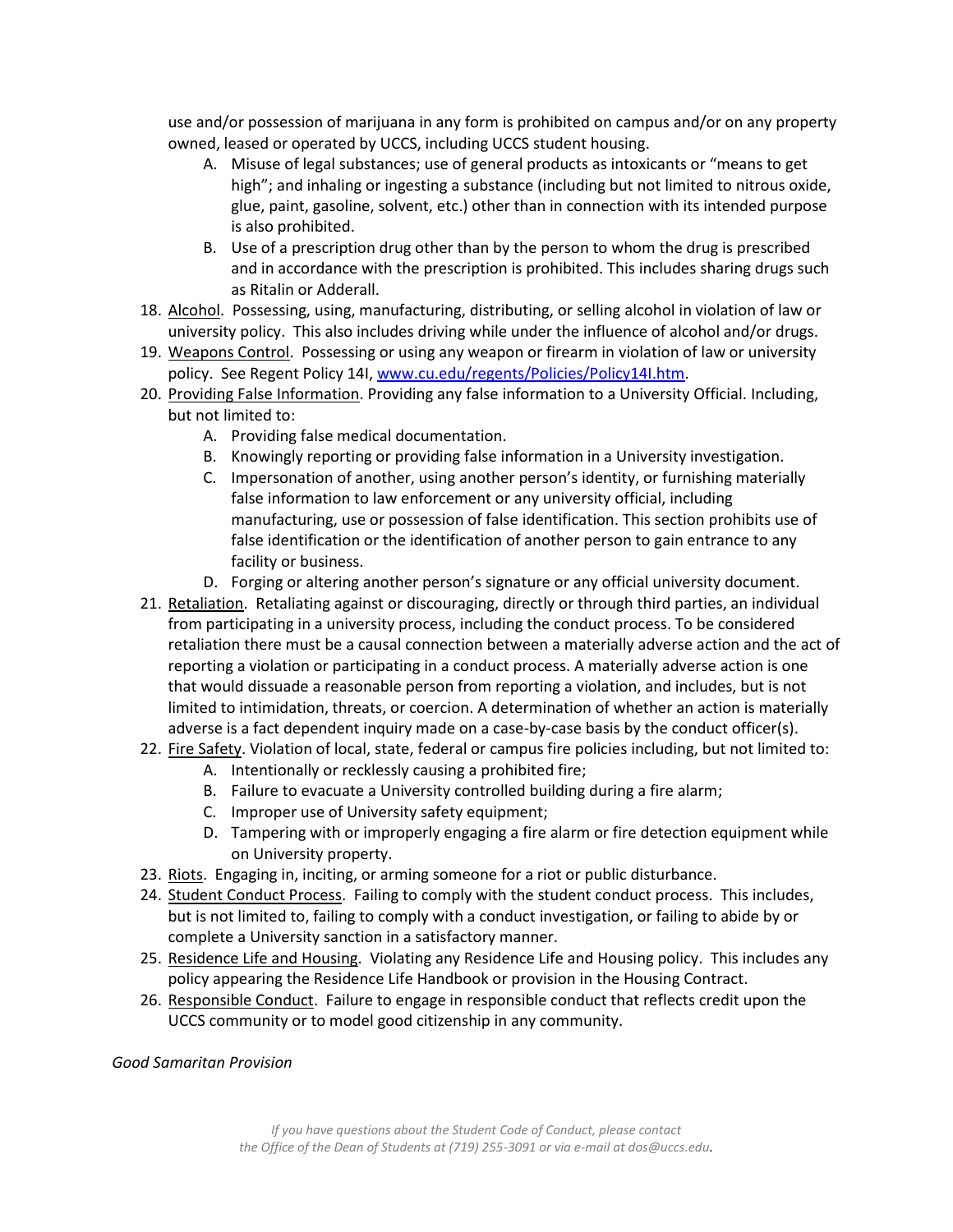use and/or possession of marijuana in any form is prohibited on campus and/or on any property owned, leased or operated by UCCS, including UCCS student housing.

   A. Misuse of legal substances; use of general products as intoxicants or "means to get high"; and inhaling or ingesting a substance (including but not limited to nitrous oxide, glue, paint, gasoline, solvent, etc.) other than in connection with its intended purpose is also prohibited.
   B. Use of a prescription drug other than by the person to whom the drug is prescribed and in accordance with the prescription is prohibited. This includes sharing drugs such as Ritalin or Adderall.

18. <u>Alcohol</u>. Possessing, using, manufacturing, distributing, or selling alcohol in violation of law or university policy. This also includes driving while under the influence of alcohol and/or drugs.
19. <u>Weapons Control</u>. Possessing or using any weapon or firearm in violation of law or university policy. See Regent Policy 14I, [www.cu.edu/regents/Policies/Policy14I.htm](www.cu.edu/regents/Policies/Policy14I.htm).
20. <u>Providing False Information</u>. Providing any false information to a University Official. Including, but not limited to:
   A. Providing false medical documentation.
   B. Knowingly reporting or providing false information in a University investigation.
   C. Impersonation of another, using another person's identity, or furnishing materially false information to law enforcement or any university official, including manufacturing, use or possession of false identification. This section prohibits use of false identification or the identification of another person to gain entrance to any facility or business.
   D. Forging or altering another person's signature or any official university document.
21. <u>Retaliation</u>. Retaliating against or discouraging, directly or through third parties, an individual from participating in a university process, including the conduct process. To be considered retaliation there must be a causal connection between a materially adverse action and the act of reporting a violation or participating in a conduct process. A materially adverse action is one that would dissuade a reasonable person from reporting a violation, and includes, but is not limited to intimidation, threats, or coercion. A determination of whether an action is materially adverse is a fact dependent inquiry made on a case-by-case basis by the conduct officer(s).
22. <u>Fire Safety</u>. Violation of local, state, federal or campus fire policies including, but not limited to:
   A. Intentionally or recklessly causing a prohibited fire;
   B. Failure to evacuate a University controlled building during a fire alarm;
   C. Improper use of University safety equipment;
   D. Tampering with or improperly engaging a fire alarm or fire detection equipment while on University property.
23. <u>Riots</u>. Engaging in, inciting, or arming someone for a riot or public disturbance.
24. <u>Student Conduct Process</u>. Failing to comply with the student conduct process. This includes, but is not limited to, failing to comply with a conduct investigation, or failing to abide by or complete a University sanction in a satisfactory manner.
25. <u>Residence Life and Housing</u>. Violating any Residence Life and Housing policy. This includes any policy appearing the Residence Life Handbook or provision in the Housing Contract.
26. <u>Responsible Conduct</u>. Failure to engage in responsible conduct that reflects credit upon the UCCS community or to model good citizenship in any community.

*Good Samaritan Provision*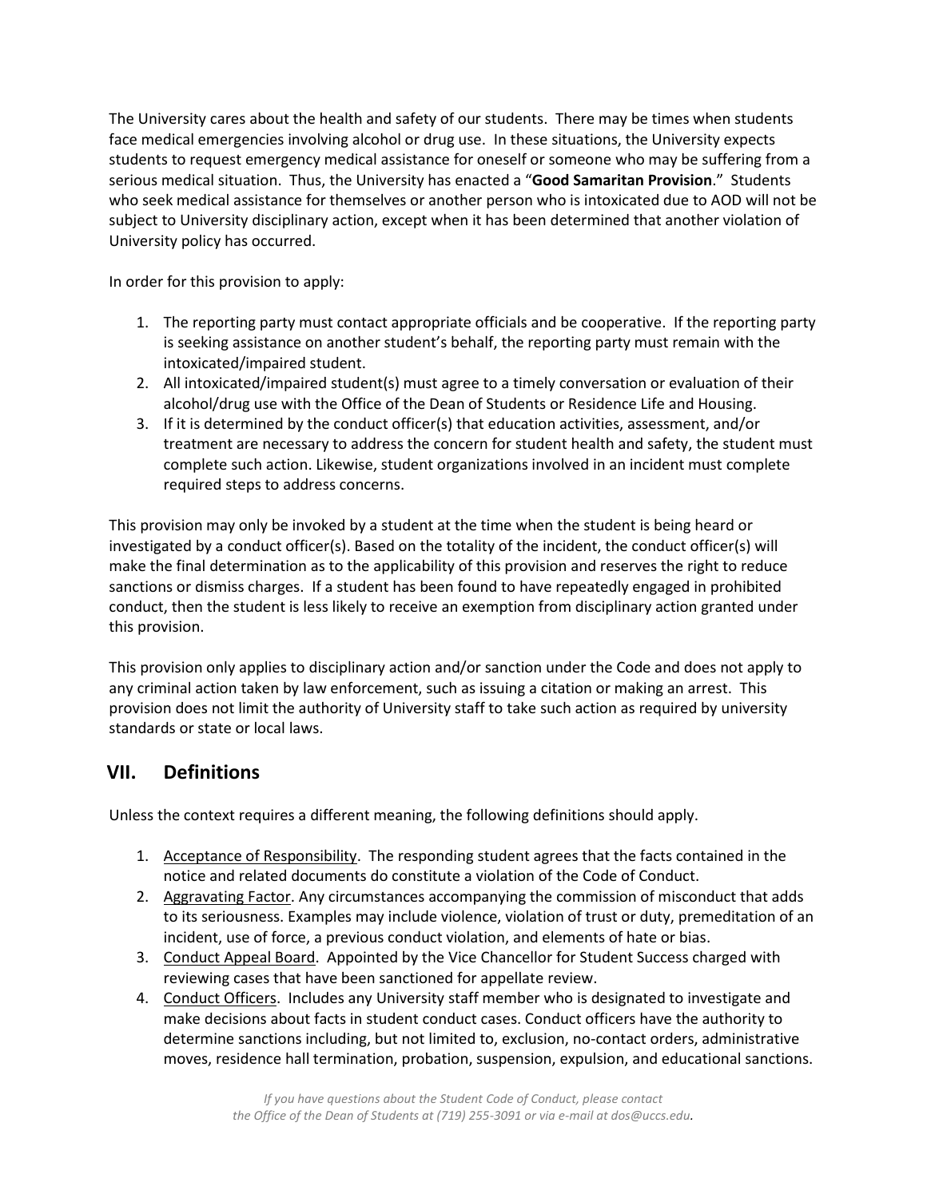The University cares about the health and safety of our students. There may be times when students face medical emergencies involving alcohol or drug use. In these situations, the University expects students to request emergency medical assistance for oneself or someone who may be suffering from a serious medical situation. Thus, the University has enacted a "**Good Samaritan Provision**." Students who seek medical assistance for themselves or another person who is intoxicated due to AOD will not be subject to University disciplinary action, except when it has been determined that another violation of University policy has occurred.

In order for this provision to apply:

1. The reporting party must contact appropriate officials and be cooperative. If the reporting party is seeking assistance on another student's behalf, the reporting party must remain with the intoxicated/impaired student.
2. All intoxicated/impaired student(s) must agree to a timely conversation or evaluation of their alcohol/drug use with the Office of the Dean of Students or Residence Life and Housing.
3. If it is determined by the conduct officer(s) that education activities, assessment, and/or treatment are necessary to address the concern for student health and safety, the student must complete such action. Likewise, student organizations involved in an incident must complete required steps to address concerns.

This provision may only be invoked by a student at the time when the student is being heard or investigated by a conduct officer(s). Based on the totality of the incident, the conduct officer(s) will make the final determination as to the applicability of this provision and reserves the right to reduce sanctions or dismiss charges. If a student has been found to have repeatedly engaged in prohibited conduct, then the student is less likely to receive an exemption from disciplinary action granted under this provision.

This provision only applies to disciplinary action and/or sanction under the Code and does not apply to any criminal action taken by law enforcement, such as issuing a citation or making an arrest. This provision does not limit the authority of University staff to take such action as required by university standards or state or local laws.

## VII. Definitions

Unless the context requires a different meaning, the following definitions should apply.

1. Acceptance of Responsibility. The responding student agrees that the facts contained in the notice and related documents do constitute a violation of the Code of Conduct.
2. Aggravating Factor. Any circumstances accompanying the commission of misconduct that adds to its seriousness. Examples may include violence, violation of trust or duty, premeditation of an incident, use of force, a previous conduct violation, and elements of hate or bias.
3. Conduct Appeal Board. Appointed by the Vice Chancellor for Student Success charged with reviewing cases that have been sanctioned for appellate review.
4. Conduct Officers. Includes any University staff member who is designated to investigate and make decisions about facts in student conduct cases. Conduct officers have the authority to determine sanctions including, but not limited to, exclusion, no-contact orders, administrative moves, residence hall termination, probation, suspension, expulsion, and educational sanctions.

*If you have questions about the Student Code of Conduct, please contact the Office of the Dean of Students at (719) 255-3091 or via e-mail at dos@uccs.edu.*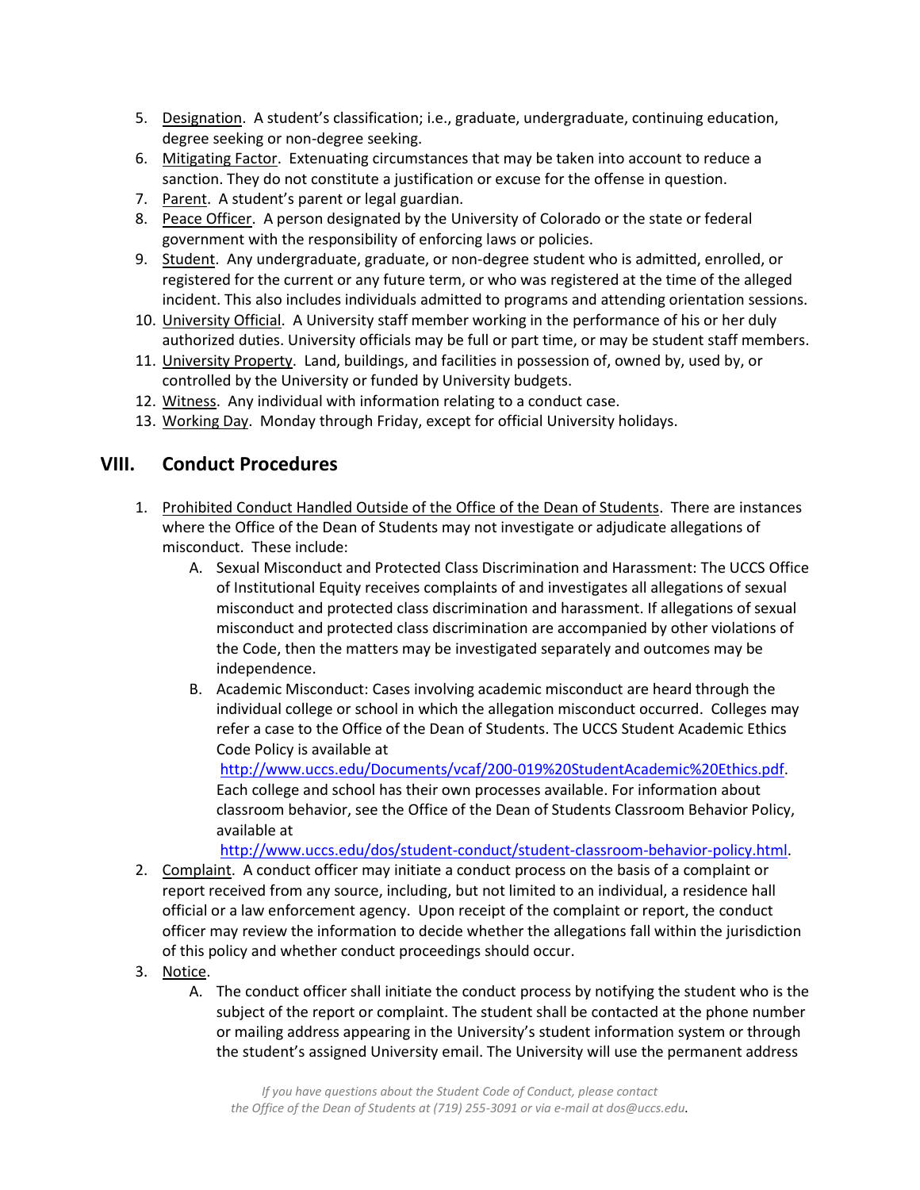5. Designation. A student's classification; i.e., graduate, undergraduate, continuing education, degree seeking or non-degree seeking.
6. Mitigating Factor. Extenuating circumstances that may be taken into account to reduce a sanction. They do not constitute a justification or excuse for the offense in question.
7. Parent. A student's parent or legal guardian.
8. Peace Officer. A person designated by the University of Colorado or the state or federal government with the responsibility of enforcing laws or policies.
9. Student. Any undergraduate, graduate, or non-degree student who is admitted, enrolled, or registered for the current or any future term, or who was registered at the time of the alleged incident. This also includes individuals admitted to programs and attending orientation sessions.
10. University Official. A University staff member working in the performance of his or her duly authorized duties. University officials may be full or part time, or may be student staff members.
11. University Property. Land, buildings, and facilities in possession of, owned by, used by, or controlled by the University or funded by University budgets.
12. Witness. Any individual with information relating to a conduct case.
13. Working Day. Monday through Friday, except for official University holidays.

## VIII. Conduct Procedures

1. Prohibited Conduct Handled Outside of the Office of the Dean of Students. There are instances where the Office of the Dean of Students may not investigate or adjudicate allegations of misconduct. These include:
   - A. Sexual Misconduct and Protected Class Discrimination and Harassment: The UCCS Office of Institutional Equity receives complaints of and investigates all allegations of sexual misconduct and protected class discrimination and harassment. If allegations of sexual misconduct and protected class discrimination are accompanied by other violations of the Code, then the matters may be investigated separately and outcomes may be independence.
   - B. Academic Misconduct: Cases involving academic misconduct are heard through the individual college or school in which the allegation misconduct occurred. Colleges may refer a case to the Office of the Dean of Students. The UCCS Student Academic Ethics Code Policy is available at http://www.uccs.edu/Documents/vcaf/200-019%20StudentAcademic%20Ethics.pdf. Each college and school has their own processes available. For information about classroom behavior, see the Office of the Dean of Students Classroom Behavior Policy, available at http://www.uccs.edu/dos/student-conduct/student-classroom-behavior-policy.html.
2. Complaint. A conduct officer may initiate a conduct process on the basis of a complaint or report received from any source, including, but not limited to an individual, a residence hall official or a law enforcement agency. Upon receipt of the complaint or report, the conduct officer may review the information to decide whether the allegations fall within the jurisdiction of this policy and whether conduct proceedings should occur.
3. Notice.
   - A. The conduct officer shall initiate the conduct process by notifying the student who is the subject of the report or complaint. The student shall be contacted at the phone number or mailing address appearing in the University's student information system or through the student's assigned University email. The University will use the permanent address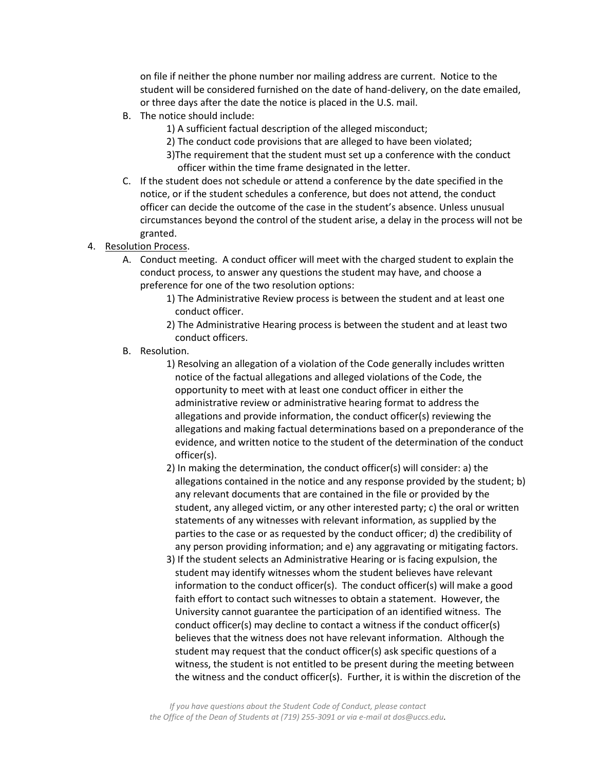on file if neither the phone number nor mailing address are current. Notice to the student will be considered furnished on the date of hand-delivery, on the date emailed, or three days after the date the notice is placed in the U.S. mail.

B. The notice should include:
   1) A sufficient factual description of the alleged misconduct;
   2) The conduct code provisions that are alleged to have been violated;
   3)The requirement that the student must set up a conference with the conduct officer within the time frame designated in the letter.

C. If the student does not schedule or attend a conference by the date specified in the notice, or if the student schedules a conference, but does not attend, the conduct officer can decide the outcome of the case in the student's absence. Unless unusual circumstances beyond the control of the student arise, a delay in the process will not be granted.

4. Resolution Process.
   A. Conduct meeting. A conduct officer will meet with the charged student to explain the conduct process, to answer any questions the student may have, and choose a preference for one of the two resolution options:
      1) The Administrative Review process is between the student and at least one conduct officer.
      2) The Administrative Hearing process is between the student and at least two conduct officers.
   B. Resolution.
      1) Resolving an allegation of a violation of the Code generally includes written notice of the factual allegations and alleged violations of the Code, the opportunity to meet with at least one conduct officer in either the administrative review or administrative hearing format to address the allegations and provide information, the conduct officer(s) reviewing the allegations and making factual determinations based on a preponderance of the evidence, and written notice to the student of the determination of the conduct officer(s).
      2) In making the determination, the conduct officer(s) will consider: a) the allegations contained in the notice and any response provided by the student; b) any relevant documents that are contained in the file or provided by the student, any alleged victim, or any other interested party; c) the oral or written statements of any witnesses with relevant information, as supplied by the parties to the case or as requested by the conduct officer; d) the credibility of any person providing information; and e) any aggravating or mitigating factors.
      3) If the student selects an Administrative Hearing or is facing expulsion, the student may identify witnesses whom the student believes have relevant information to the conduct officer(s). The conduct officer(s) will make a good faith effort to contact such witnesses to obtain a statement. However, the University cannot guarantee the participation of an identified witness. The conduct officer(s) may decline to contact a witness if the conduct officer(s) believes that the witness does not have relevant information. Although the student may request that the conduct officer(s) ask specific questions of a witness, the student is not entitled to be present during the meeting between the witness and the conduct officer(s). Further, it is within the discretion of the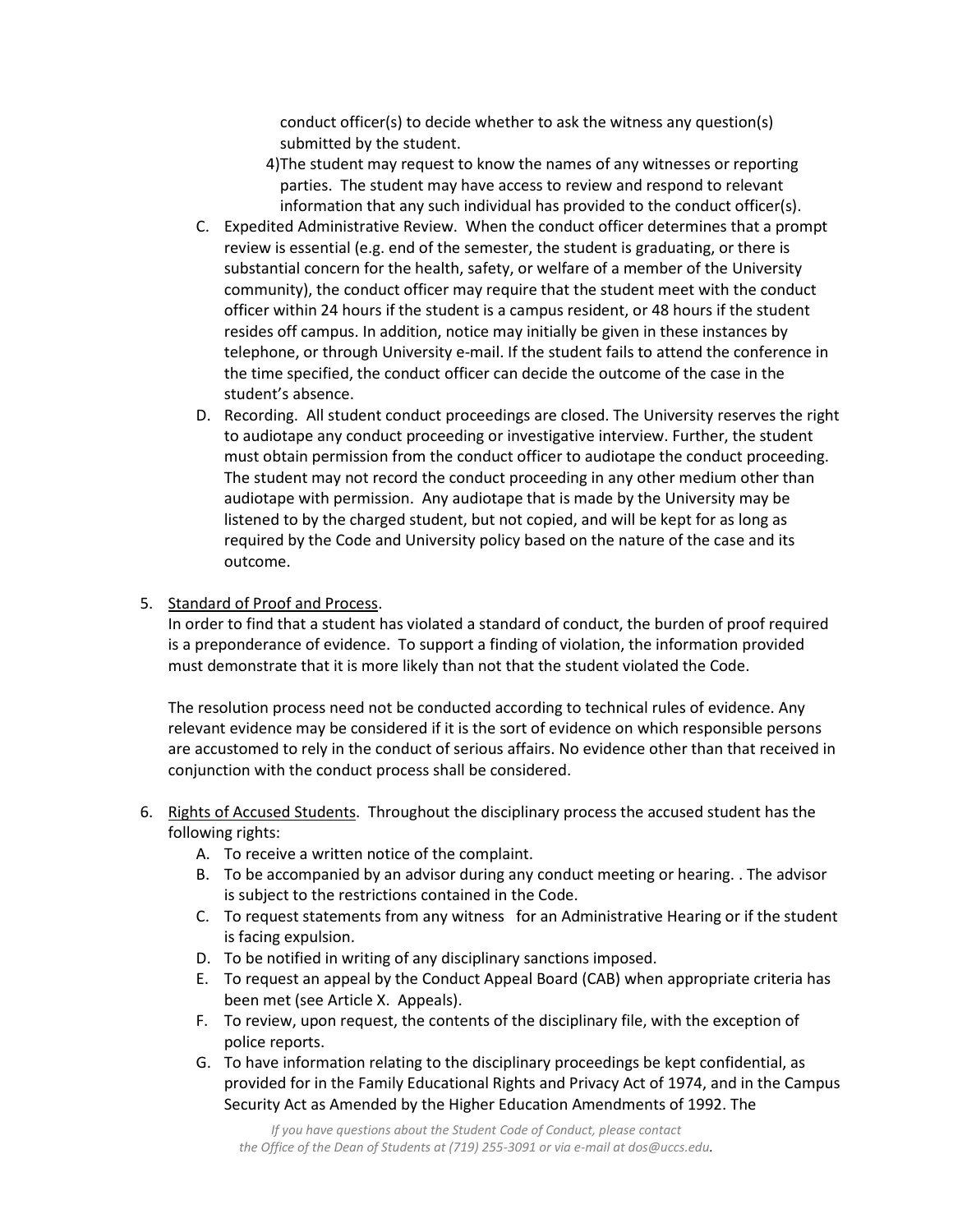conduct officer(s) to decide whether to ask the witness any question(s) submitted by the student.

4) The student may request to know the names of any witnesses or reporting parties. The student may have access to review and respond to relevant information that any such individual has provided to the conduct officer(s).

C. Expedited Administrative Review. When the conduct officer determines that a prompt review is essential (e.g. end of the semester, the student is graduating, or there is substantial concern for the health, safety, or welfare of a member of the University community), the conduct officer may require that the student meet with the conduct officer within 24 hours if the student is a campus resident, or 48 hours if the student resides off campus. In addition, notice may initially be given in these instances by telephone, or through University e-mail. If the student fails to attend the conference in the time specified, the conduct officer can decide the outcome of the case in the student's absence.

D. Recording. All student conduct proceedings are closed. The University reserves the right to audiotape any conduct proceeding or investigative interview. Further, the student must obtain permission from the conduct officer to audiotape the conduct proceeding. The student may not record the conduct proceeding in any other medium other than audiotape with permission. Any audiotape that is made by the University may be listened to by the charged student, but not copied, and will be kept for as long as required by the Code and University policy based on the nature of the case and its outcome.

5. <u>Standard of Proof and Process</u>.

In order to find that a student has violated a standard of conduct, the burden of proof required is a preponderance of evidence. To support a finding of violation, the information provided must demonstrate that it is more likely than not that the student violated the Code.

The resolution process need not be conducted according to technical rules of evidence. Any relevant evidence may be considered if it is the sort of evidence on which responsible persons are accustomed to rely in the conduct of serious affairs. No evidence other than that received in conjunction with the conduct process shall be considered.

6. <u>Rights of Accused Students</u>. Throughout the disciplinary process the accused student has the following rights:
   - A. To receive a written notice of the complaint.
   - B. To be accompanied by an advisor during any conduct meeting or hearing. . The advisor is subject to the restrictions contained in the Code.
   - C. To request statements from any witness for an Administrative Hearing or if the student is facing expulsion.
   - D. To be notified in writing of any disciplinary sanctions imposed.
   - E. To request an appeal by the Conduct Appeal Board (CAB) when appropriate criteria has been met (see Article X. Appeals).
   - F. To review, upon request, the contents of the disciplinary file, with the exception of police reports.
   - G. To have information relating to the disciplinary proceedings be kept confidential, as provided for in the Family Educational Rights and Privacy Act of 1974, and in the Campus Security Act as Amended by the Higher Education Amendments of 1992. The

*If you have questions about the Student Code of Conduct, please contact the Office of the Dean of Students at (719) 255-3091 or via e-mail at dos@uccs.edu.*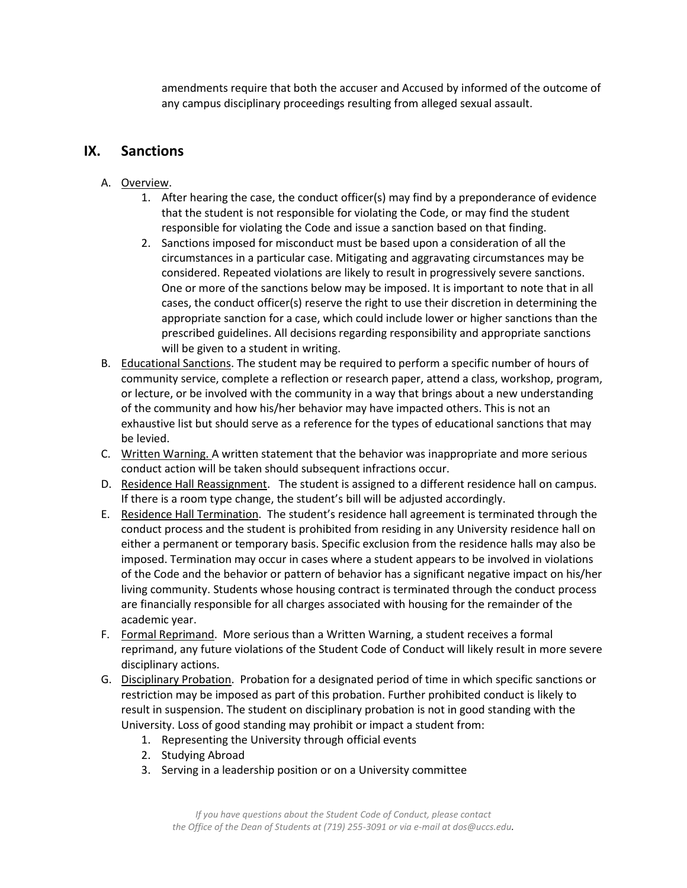amendments require that both the accuser and Accused by informed of the outcome of any campus disciplinary proceedings resulting from alleged sexual assault.

## IX. Sanctions

A. Overview.
   1. After hearing the case, the conduct officer(s) may find by a preponderance of evidence that the student is not responsible for violating the Code, or may find the student responsible for violating the Code and issue a sanction based on that finding.
   2. Sanctions imposed for misconduct must be based upon a consideration of all the circumstances in a particular case. Mitigating and aggravating circumstances may be considered. Repeated violations are likely to result in progressively severe sanctions. One or more of the sanctions below may be imposed. It is important to note that in all cases, the conduct officer(s) reserve the right to use their discretion in determining the appropriate sanction for a case, which could include lower or higher sanctions than the prescribed guidelines. All decisions regarding responsibility and appropriate sanctions will be given to a student in writing.

B. Educational Sanctions. The student may be required to perform a specific number of hours of community service, complete a reflection or research paper, attend a class, workshop, program, or lecture, or be involved with the community in a way that brings about a new understanding of the community and how his/her behavior may have impacted others. This is not an exhaustive list but should serve as a reference for the types of educational sanctions that may be levied.

C. Written Warning. A written statement that the behavior was inappropriate and more serious conduct action will be taken should subsequent infractions occur.

D. Residence Hall Reassignment. The student is assigned to a different residence hall on campus. If there is a room type change, the student's bill will be adjusted accordingly.

E. Residence Hall Termination. The student's residence hall agreement is terminated through the conduct process and the student is prohibited from residing in any University residence hall on either a permanent or temporary basis. Specific exclusion from the residence halls may also be imposed. Termination may occur in cases where a student appears to be involved in violations of the Code and the behavior or pattern of behavior has a significant negative impact on his/her living community. Students whose housing contract is terminated through the conduct process are financially responsible for all charges associated with housing for the remainder of the academic year.

F. Formal Reprimand. More serious than a Written Warning, a student receives a formal reprimand, any future violations of the Student Code of Conduct will likely result in more severe disciplinary actions.

G. Disciplinary Probation. Probation for a designated period of time in which specific sanctions or restriction may be imposed as part of this probation. Further prohibited conduct is likely to result in suspension. The student on disciplinary probation is not in good standing with the University. Loss of good standing may prohibit or impact a student from:
   1. Representing the University through official events
   2. Studying Abroad
   3. Serving in a leadership position or on a University committee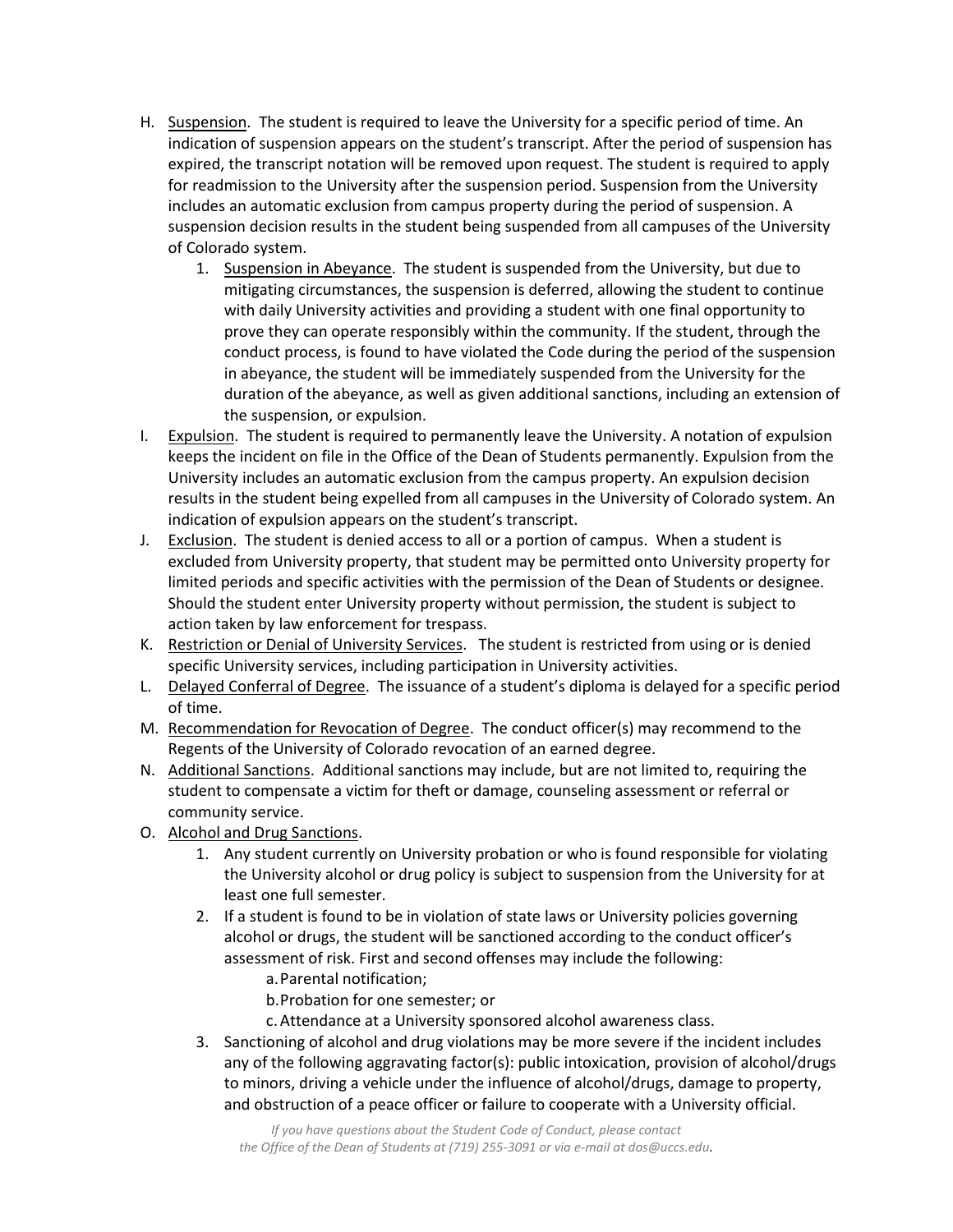H. Suspension. The student is required to leave the University for a specific period of time. An indication of suspension appears on the student's transcript. After the period of suspension has expired, the transcript notation will be removed upon request. The student is required to apply for readmission to the University after the suspension period. Suspension from the University includes an automatic exclusion from campus property during the period of suspension. A suspension decision results in the student being suspended from all campuses of the University of Colorado system.
   1. Suspension in Abeyance. The student is suspended from the University, but due to mitigating circumstances, the suspension is deferred, allowing the student to continue with daily University activities and providing a student with one final opportunity to prove they can operate responsibly within the community. If the student, through the conduct process, is found to have violated the Code during the period of the suspension in abeyance, the student will be immediately suspended from the University for the duration of the abeyance, as well as given additional sanctions, including an extension of the suspension, or expulsion.

I. Expulsion. The student is required to permanently leave the University. A notation of expulsion keeps the incident on file in the Office of the Dean of Students permanently. Expulsion from the University includes an automatic exclusion from the campus property. An expulsion decision results in the student being expelled from all campuses in the University of Colorado system. An indication of expulsion appears on the student's transcript.

J. Exclusion. The student is denied access to all or a portion of campus. When a student is excluded from University property, that student may be permitted onto University property for limited periods and specific activities with the permission of the Dean of Students or designee. Should the student enter University property without permission, the student is subject to action taken by law enforcement for trespass.

K. Restriction or Denial of University Services. The student is restricted from using or is denied specific University services, including participation in University activities.

L. Delayed Conferral of Degree. The issuance of a student's diploma is delayed for a specific period of time.

M. Recommendation for Revocation of Degree. The conduct officer(s) may recommend to the Regents of the University of Colorado revocation of an earned degree.

N. Additional Sanctions. Additional sanctions may include, but are not limited to, requiring the student to compensate a victim for theft or damage, counseling assessment or referral or community service.

O. Alcohol and Drug Sanctions.
   1. Any student currently on University probation or who is found responsible for violating the University alcohol or drug policy is subject to suspension from the University for at least one full semester.
   2. If a student is found to be in violation of state laws or University policies governing alcohol or drugs, the student will be sanctioned according to the conduct officer's assessment of risk. First and second offenses may include the following:
      a. Parental notification;
      b. Probation for one semester; or
      c. Attendance at a University sponsored alcohol awareness class.
   3. Sanctioning of alcohol and drug violations may be more severe if the incident includes any of the following aggravating factor(s): public intoxication, provision of alcohol/drugs to minors, driving a vehicle under the influence of alcohol/drugs, damage to property, and obstruction of a peace officer or failure to cooperate with a University official.

*If you have questions about the Student Code of Conduct, please contact the Office of the Dean of Students at (719) 255-3091 or via e-mail at dos@uccs.edu.*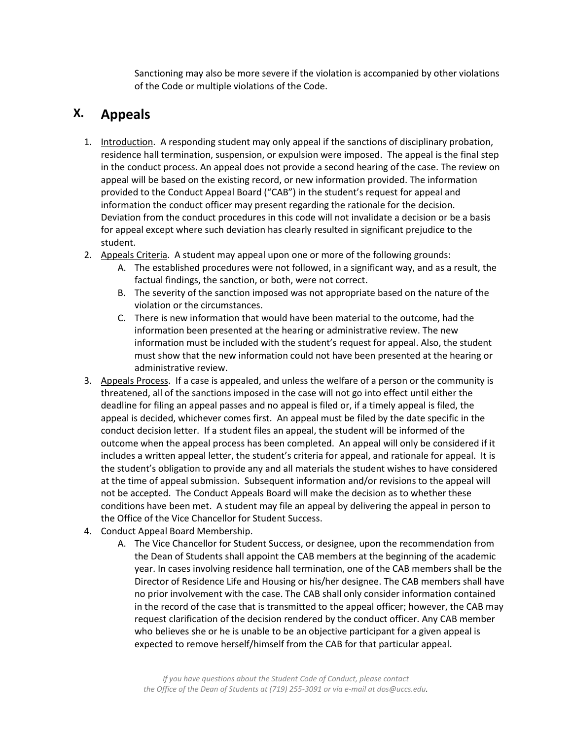Sanctioning may also be more severe if the violation is accompanied by other violations of the Code or multiple violations of the Code.

# X. Appeals

1. Introduction. A responding student may only appeal if the sanctions of disciplinary probation, residence hall termination, suspension, or expulsion were imposed. The appeal is the final step in the conduct process. An appeal does not provide a second hearing of the case. The review on appeal will be based on the existing record, or new information provided. The information provided to the Conduct Appeal Board ("CAB") in the student's request for appeal and information the conduct officer may present regarding the rationale for the decision. Deviation from the conduct procedures in this code will not invalidate a decision or be a basis for appeal except where such deviation has clearly resulted in significant prejudice to the student.
2. Appeals Criteria. A student may appeal upon one or more of the following grounds:
   A. The established procedures were not followed, in a significant way, and as a result, the factual findings, the sanction, or both, were not correct.
   B. The severity of the sanction imposed was not appropriate based on the nature of the violation or the circumstances.
   C. There is new information that would have been material to the outcome, had the information been presented at the hearing or administrative review. The new information must be included with the student's request for appeal. Also, the student must show that the new information could not have been presented at the hearing or administrative review.
3. Appeals Process. If a case is appealed, and unless the welfare of a person or the community is threatened, all of the sanctions imposed in the case will not go into effect until either the deadline for filing an appeal passes and no appeal is filed or, if a timely appeal is filed, the appeal is decided, whichever comes first. An appeal must be filed by the date specific in the conduct decision letter. If a student files an appeal, the student will be informed of the outcome when the appeal process has been completed. An appeal will only be considered if it includes a written appeal letter, the student's criteria for appeal, and rationale for appeal. It is the student's obligation to provide any and all materials the student wishes to have considered at the time of appeal submission. Subsequent information and/or revisions to the appeal will not be accepted. The Conduct Appeals Board will make the decision as to whether these conditions have been met. A student may file an appeal by delivering the appeal in person to the Office of the Vice Chancellor for Student Success.
4. Conduct Appeal Board Membership.
   A. The Vice Chancellor for Student Success, or designee, upon the recommendation from the Dean of Students shall appoint the CAB members at the beginning of the academic year. In cases involving residence hall termination, one of the CAB members shall be the Director of Residence Life and Housing or his/her designee. The CAB members shall have no prior involvement with the case. The CAB shall only consider information contained in the record of the case that is transmitted to the appeal officer; however, the CAB may request clarification of the decision rendered by the conduct officer. Any CAB member who believes she or he is unable to be an objective participant for a given appeal is expected to remove herself/himself from the CAB for that particular appeal.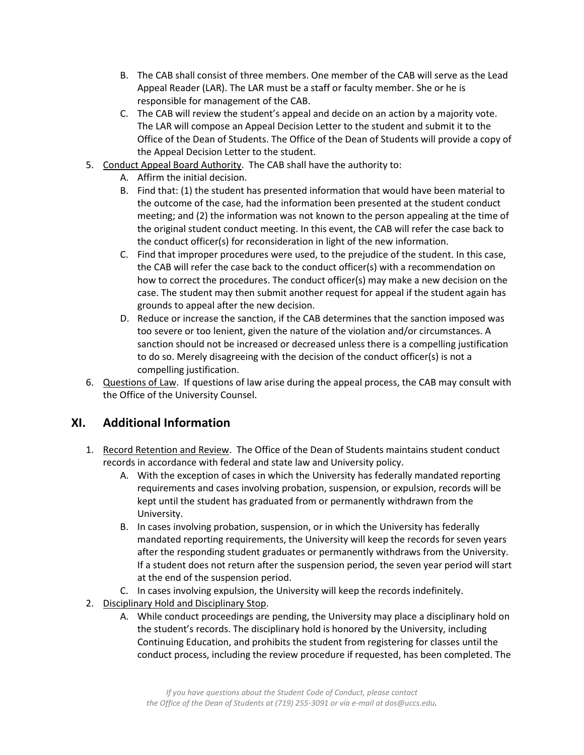B. The CAB shall consist of three members. One member of the CAB will serve as the Lead Appeal Reader (LAR). The LAR must be a staff or faculty member. She or he is responsible for management of the CAB.
   C. The CAB will review the student's appeal and decide on an action by a majority vote. The LAR will compose an Appeal Decision Letter to the student and submit it to the Office of the Dean of Students. The Office of the Dean of Students will provide a copy of the Appeal Decision Letter to the student.
5. <u>Conduct Appeal Board Authority</u>. The CAB shall have the authority to:
   A. Affirm the initial decision.
   B. Find that: (1) the student has presented information that would have been material to the outcome of the case, had the information been presented at the student conduct meeting; and (2) the information was not known to the person appealing at the time of the original student conduct meeting. In this event, the CAB will refer the case back to the conduct officer(s) for reconsideration in light of the new information.
   C. Find that improper procedures were used, to the prejudice of the student. In this case, the CAB will refer the case back to the conduct officer(s) with a recommendation on how to correct the procedures. The conduct officer(s) may make a new decision on the case. The student may then submit another request for appeal if the student again has grounds to appeal after the new decision.
   D. Reduce or increase the sanction, if the CAB determines that the sanction imposed was too severe or too lenient, given the nature of the violation and/or circumstances. A sanction should not be increased or decreased unless there is a compelling justification to do so. Merely disagreeing with the decision of the conduct officer(s) is not a compelling justification.
6. <u>Questions of Law</u>. If questions of law arise during the appeal process, the CAB may consult with the Office of the University Counsel.

## XI. Additional Information

1. <u>Record Retention and Review</u>. The Office of the Dean of Students maintains student conduct records in accordance with federal and state law and University policy.
   A. With the exception of cases in which the University has federally mandated reporting requirements and cases involving probation, suspension, or expulsion, records will be kept until the student has graduated from or permanently withdrawn from the University.
   B. In cases involving probation, suspension, or in which the University has federally mandated reporting requirements, the University will keep the records for seven years after the responding student graduates or permanently withdraws from the University. If a student does not return after the suspension period, the seven year period will start at the end of the suspension period.
   C. In cases involving expulsion, the University will keep the records indefinitely.
2. <u>Disciplinary Hold and Disciplinary Stop</u>.
   A. While conduct proceedings are pending, the University may place a disciplinary hold on the student's records. The disciplinary hold is honored by the University, including Continuing Education, and prohibits the student from registering for classes until the conduct process, including the review procedure if requested, has been completed. The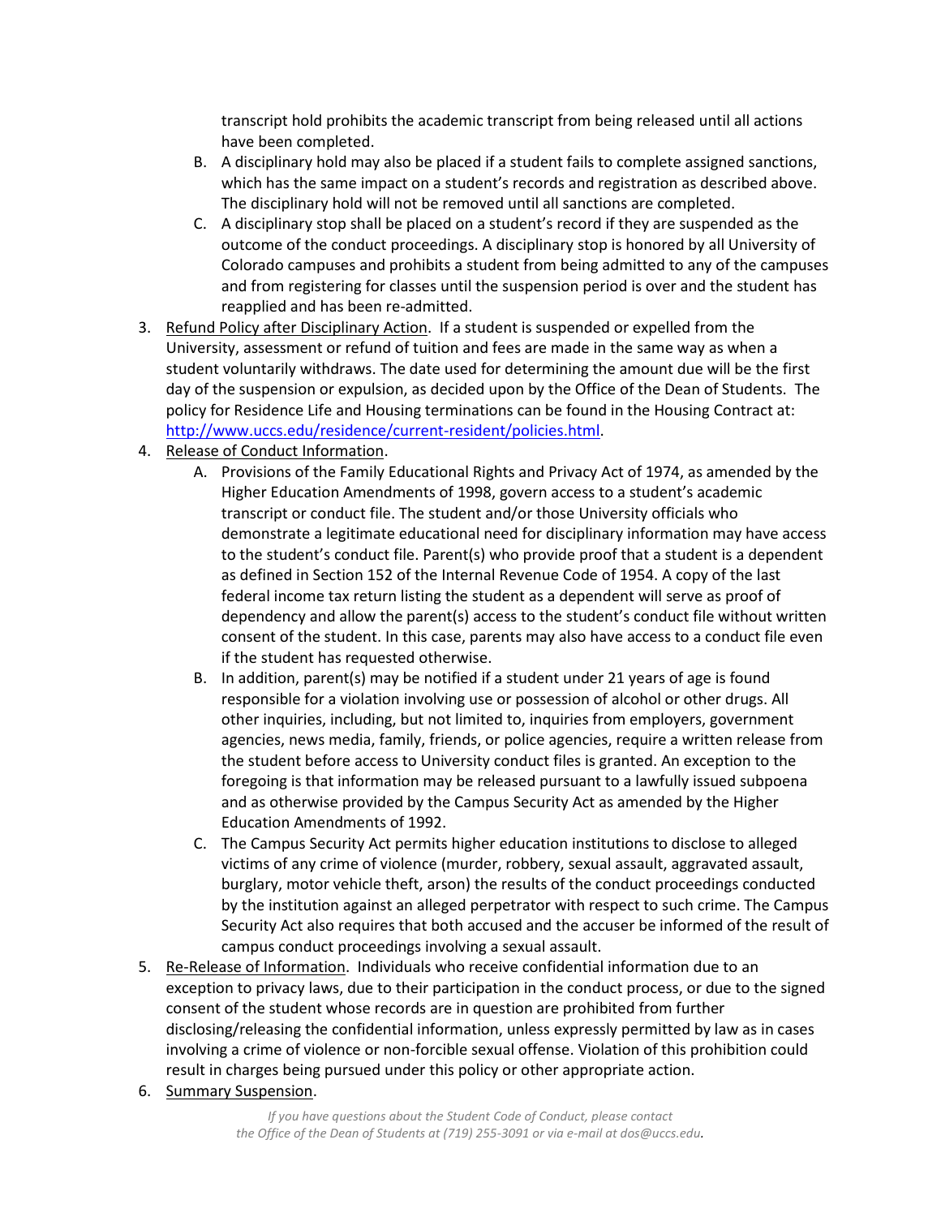transcript hold prohibits the academic transcript from being released until all actions have been completed.

B. A disciplinary hold may also be placed if a student fails to complete assigned sanctions, which has the same impact on a student's records and registration as described above. The disciplinary hold will not be removed until all sanctions are completed.

C. A disciplinary stop shall be placed on a student's record if they are suspended as the outcome of the conduct proceedings. A disciplinary stop is honored by all University of Colorado campuses and prohibits a student from being admitted to any of the campuses and from registering for classes until the suspension period is over and the student has reapplied and has been re-admitted.

3. Refund Policy after Disciplinary Action. If a student is suspended or expelled from the University, assessment or refund of tuition and fees are made in the same way as when a student voluntarily withdraws. The date used for determining the amount due will be the first day of the suspension or expulsion, as decided upon by the Office of the Dean of Students. The policy for Residence Life and Housing terminations can be found in the Housing Contract at: [http://www.uccs.edu/residence/current-resident/policies.html](http://www.uccs.edu/residence/current-resident/policies.html).

4. Release of Conduct Information.

   A. Provisions of the Family Educational Rights and Privacy Act of 1974, as amended by the Higher Education Amendments of 1998, govern access to a student's academic transcript or conduct file. The student and/or those University officials who demonstrate a legitimate educational need for disciplinary information may have access to the student's conduct file. Parent(s) who provide proof that a student is a dependent as defined in Section 152 of the Internal Revenue Code of 1954. A copy of the last federal income tax return listing the student as a dependent will serve as proof of dependency and allow the parent(s) access to the student's conduct file without written consent of the student. In this case, parents may also have access to a conduct file even if the student has requested otherwise.

   B. In addition, parent(s) may be notified if a student under 21 years of age is found responsible for a violation involving use or possession of alcohol or other drugs. All other inquiries, including, but not limited to, inquiries from employers, government agencies, news media, family, friends, or police agencies, require a written release from the student before access to University conduct files is granted. An exception to the foregoing is that information may be released pursuant to a lawfully issued subpoena and as otherwise provided by the Campus Security Act as amended by the Higher Education Amendments of 1992.

   C. The Campus Security Act permits higher education institutions to disclose to alleged victims of any crime of violence (murder, robbery, sexual assault, aggravated assault, burglary, motor vehicle theft, arson) the results of the conduct proceedings conducted by the institution against an alleged perpetrator with respect to such crime. The Campus Security Act also requires that both accused and the accuser be informed of the result of campus conduct proceedings involving a sexual assault.

5. Re-Release of Information. Individuals who receive confidential information due to an exception to privacy laws, due to their participation in the conduct process, or due to the signed consent of the student whose records are in question are prohibited from further disclosing/releasing the confidential information, unless expressly permitted by law as in cases involving a crime of violence or non-forcible sexual offense. Violation of this prohibition could result in charges being pursued under this policy or other appropriate action.

6. Summary Suspension.

*If you have questions about the Student Code of Conduct, please contact the Office of the Dean of Students at (719) 255-3091 or via e-mail at dos@uccs.edu.*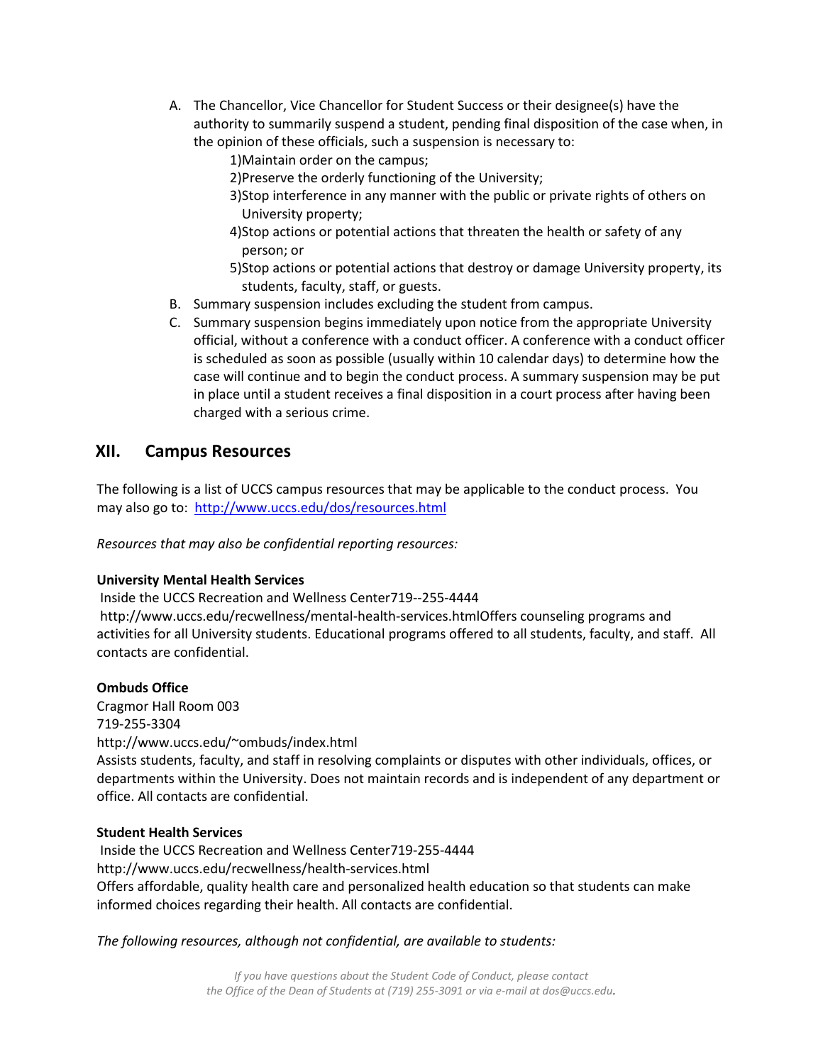A. The Chancellor, Vice Chancellor for Student Success or their designee(s) have the authority to summarily suspend a student, pending final disposition of the case when, in the opinion of these officials, such a suspension is necessary to:
   1) Maintain order on the campus;
   2) Preserve the orderly functioning of the University;
   3) Stop interference in any manner with the public or private rights of others on University property;
   4) Stop actions or potential actions that threaten the health or safety of any person; or
   5) Stop actions or potential actions that destroy or damage University property, its students, faculty, staff, or guests.

B. Summary suspension includes excluding the student from campus.

C. Summary suspension begins immediately upon notice from the appropriate University official, without a conference with a conduct officer. A conference with a conduct officer is scheduled as soon as possible (usually within 10 calendar days) to determine how the case will continue and to begin the conduct process. A summary suspension may be put in place until a student receives a final disposition in a court process after having been charged with a serious crime.

## XII. Campus Resources

The following is a list of UCCS campus resources that may be applicable to the conduct process. You may also go to: http://www.uccs.edu/dos/resources.html

*Resources that may also be confidential reporting resources:*

**University Mental Health Services**
Inside the UCCS Recreation and Wellness Center719--255-4444
http://www.uccs.edu/recwellness/mental-health-services.htmlOffers counseling programs and activities for all University students. Educational programs offered to all students, faculty, and staff. All contacts are confidential.

**Ombuds Office**
Cragmor Hall Room 003
719-255-3304
http://www.uccs.edu/~ombuds/index.html
Assists students, faculty, and staff in resolving complaints or disputes with other individuals, offices, or departments within the University. Does not maintain records and is independent of any department or office. All contacts are confidential.

**Student Health Services**
Inside the UCCS Recreation and Wellness Center719-255-4444
http://www.uccs.edu/recwellness/health-services.html
Offers affordable, quality health care and personalized health education so that students can make informed choices regarding their health. All contacts are confidential.

*The following resources, although not confidential, are available to students:*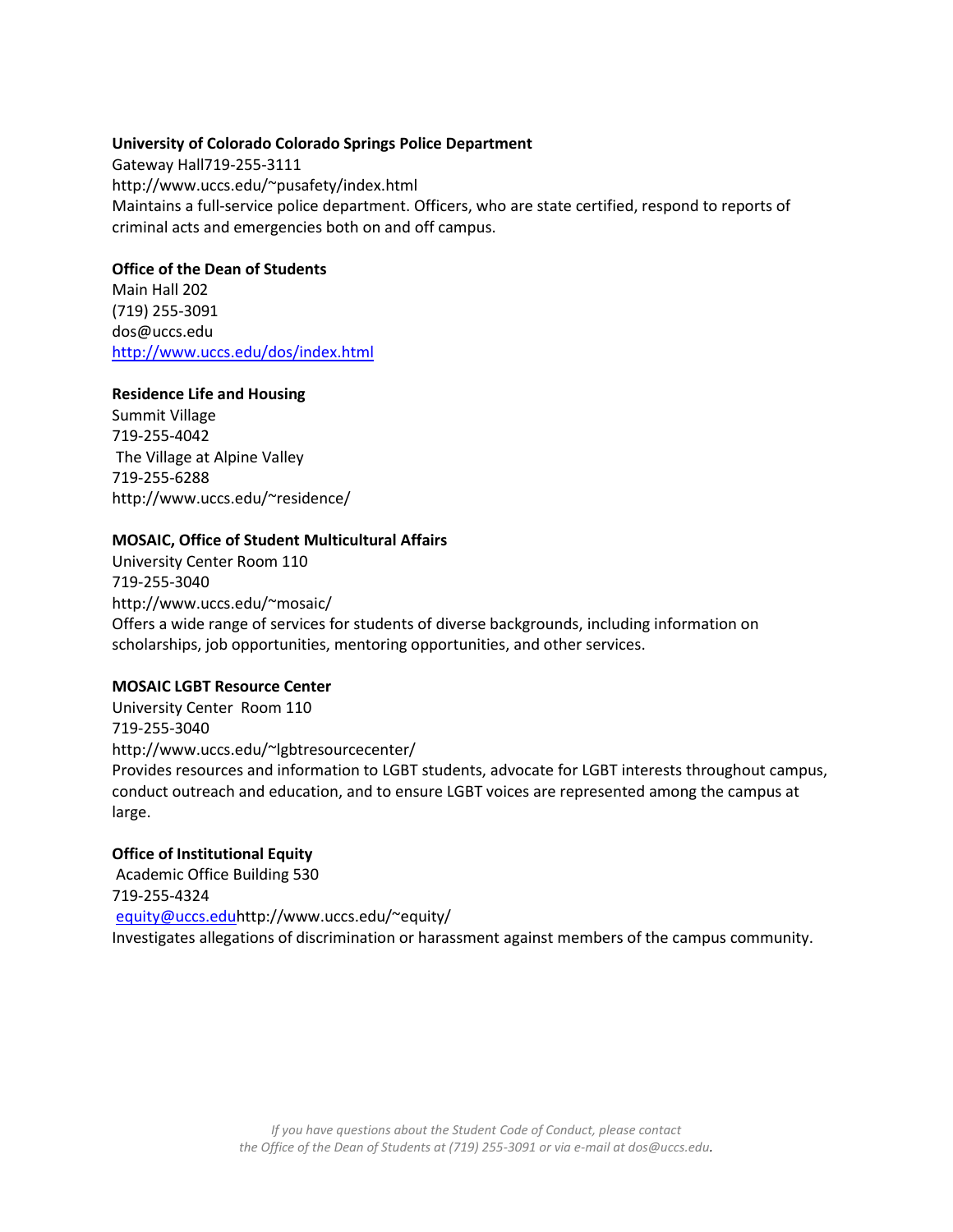**University of Colorado Colorado Springs Police Department**
Gateway Hall719-255-3111
http://www.uccs.edu/~pusafety/index.html
Maintains a full-service police department. Officers, who are state certified, respond to reports of criminal acts and emergencies both on and off campus.

**Office of the Dean of Students**
Main Hall 202
(719) 255-3091
dos@uccs.edu
http://www.uccs.edu/dos/index.html

**Residence Life and Housing**
Summit Village
719-255-4042
The Village at Alpine Valley
719-255-6288
http://www.uccs.edu/~residence/

**MOSAIC, Office of Student Multicultural Affairs**
University Center Room 110
719-255-3040
http://www.uccs.edu/~mosaic/
Offers a wide range of services for students of diverse backgrounds, including information on scholarships, job opportunities, mentoring opportunities, and other services.

**MOSAIC LGBT Resource Center**
University Center Room 110
719-255-3040
http://www.uccs.edu/~lgbtresourcecenter/
Provides resources and information to LGBT students, advocate for LGBT interests throughout campus, conduct outreach and education, and to ensure LGBT voices are represented among the campus at large.

**Office of Institutional Equity**
Academic Office Building 530
719-255-4324
equity@uccs.eduhttp://www.uccs.edu/~equity/
Investigates allegations of discrimination or harassment against members of the campus community.